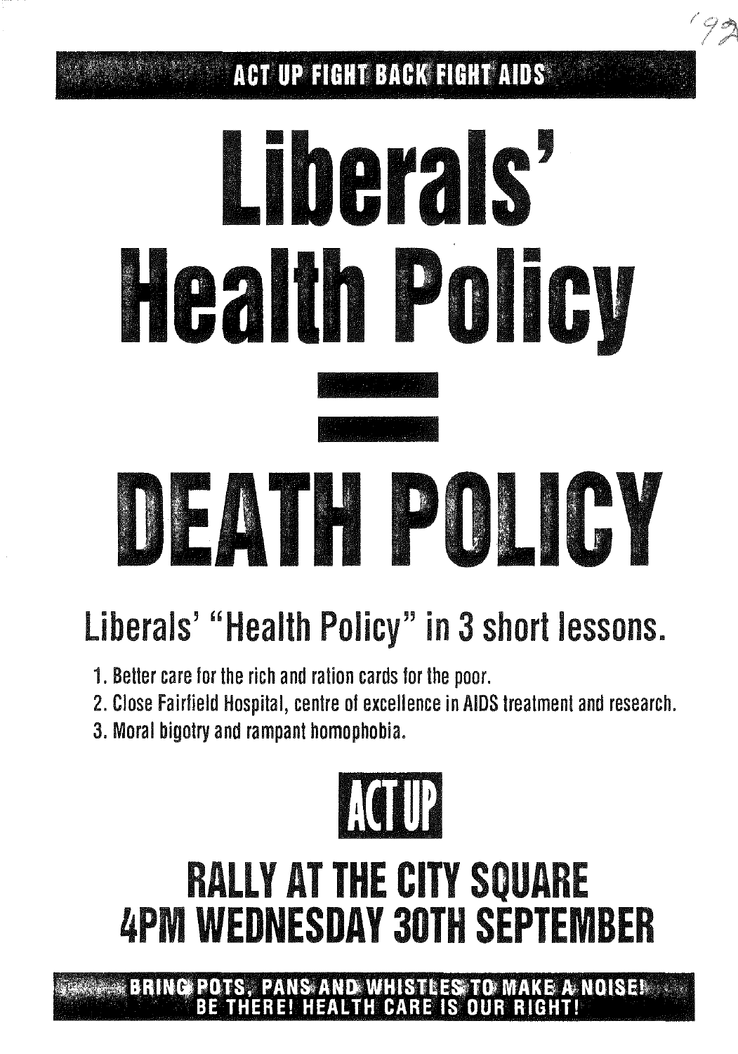ACT UP FIGHT BACK FIGHT AIDS

# Liberals' Health Policy = DEATH POLICY

## Liberals' "Health Policy" in 3 short lessons.

1. Better care for the rich and ration cards for the poor.
2. Close Fairfield Hospital, centre of excellence in AIDS treatment and research.
3. Moral bigotry and rampant homophobia.

**ACT UP**

## RALLY AT THE CITY SQUARE
## 4PM WEDNESDAY 30TH SEPTEMBER

**BRING POTS, PANS AND WHISTLES TO MAKE A NOISE!**
**BE THERE! HEALTH CARE IS OUR RIGHT!**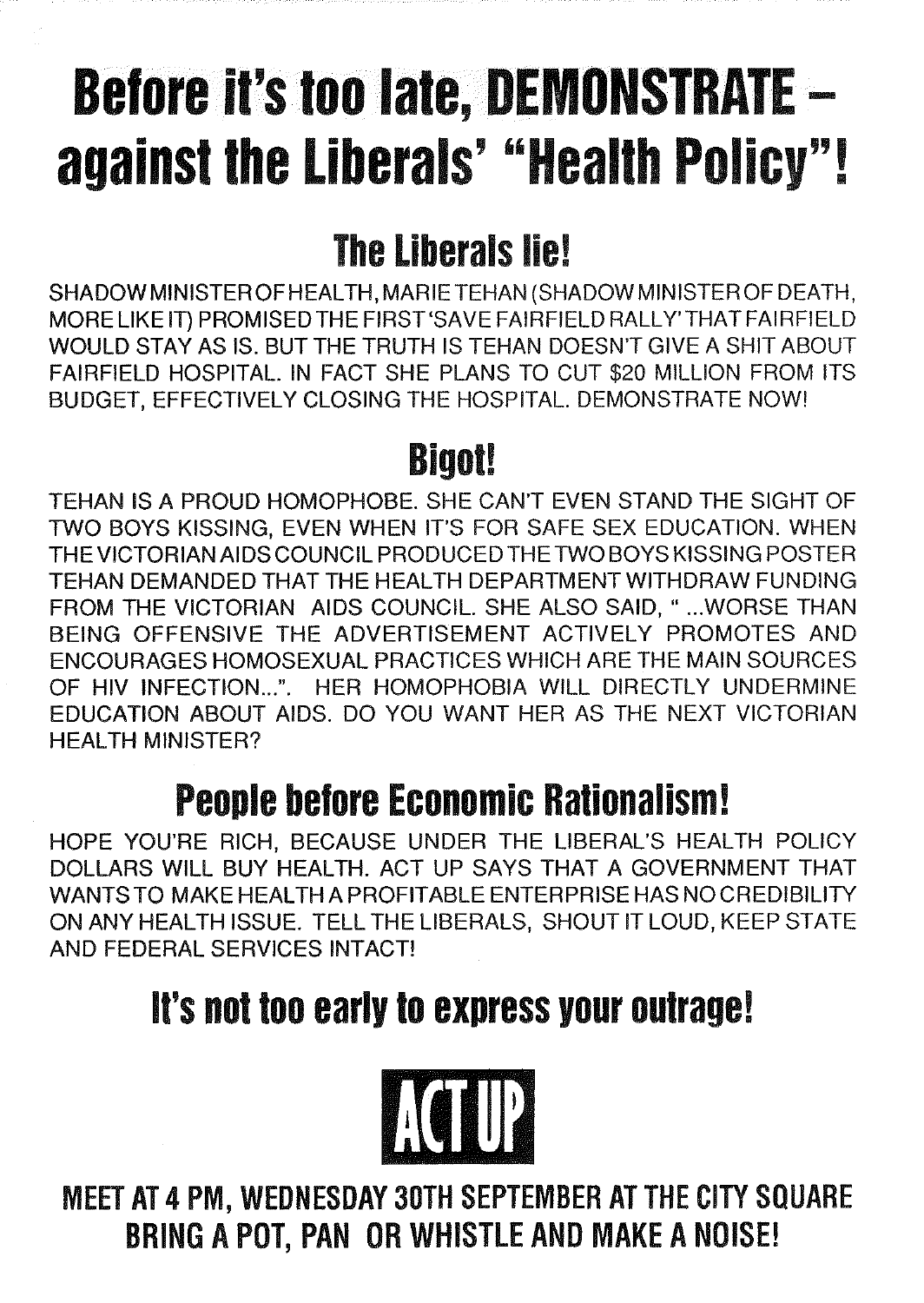# Before it's too late, DEMONSTRATE – against the Liberals' "Health Policy"!

## The Liberals lie!

SHADOW MINISTER OF HEALTH, MARIE TEHAN (SHADOW MINISTER OF DEATH, MORE LIKE IT) PROMISED THE FIRST 'SAVE FAIRFIELD RALLY' THAT FAIRFIELD WOULD STAY AS IS. BUT THE TRUTH IS TEHAN DOESN'T GIVE A SHIT ABOUT FAIRFIELD HOSPITAL. IN FACT SHE PLANS TO CUT $20 MILLION FROM ITS BUDGET, EFFECTIVELY CLOSING THE HOSPITAL. DEMONSTRATE NOW!

## Bigot!

TEHAN IS A PROUD HOMOPHOBE. SHE CAN'T EVEN STAND THE SIGHT OF TWO BOYS KISSING, EVEN WHEN IT'S FOR SAFE SEX EDUCATION. WHEN THE VICTORIAN AIDS COUNCIL PRODUCED THE TWO BOYS KISSING POSTER TEHAN DEMANDED THAT THE HEALTH DEPARTMENT WITHDRAW FUNDING FROM THE VICTORIAN AIDS COUNCIL. SHE ALSO SAID, " ...WORSE THAN BEING OFFENSIVE THE ADVERTISEMENT ACTIVELY PROMOTES AND ENCOURAGES HOMOSEXUAL PRACTICES WHICH ARE THE MAIN SOURCES OF HIV INFECTION...". HER HOMOPHOBIA WILL DIRECTLY UNDERMINE EDUCATION ABOUT AIDS. DO YOU WANT HER AS THE NEXT VICTORIAN HEALTH MINISTER?

## People before Economic Rationalism!

HOPE YOU'RE RICH, BECAUSE UNDER THE LIBERAL'S HEALTH POLICY DOLLARS WILL BUY HEALTH. ACT UP SAYS THAT A GOVERNMENT THAT WANTS TO MAKE HEALTH A PROFITABLE ENTERPRISE HAS NO CREDIBILITY ON ANY HEALTH ISSUE. TELL THE LIBERALS, SHOUT IT LOUD, KEEP STATE AND FEDERAL SERVICES INTACT!

## It's not too early to express your outrage!

**ACT UP**

**MEET AT 4 PM, WEDNESDAY 30TH SEPTEMBER AT THE CITY SQUARE**
**BRING A POT, PAN OR WHISTLE AND MAKE A NOISE!**